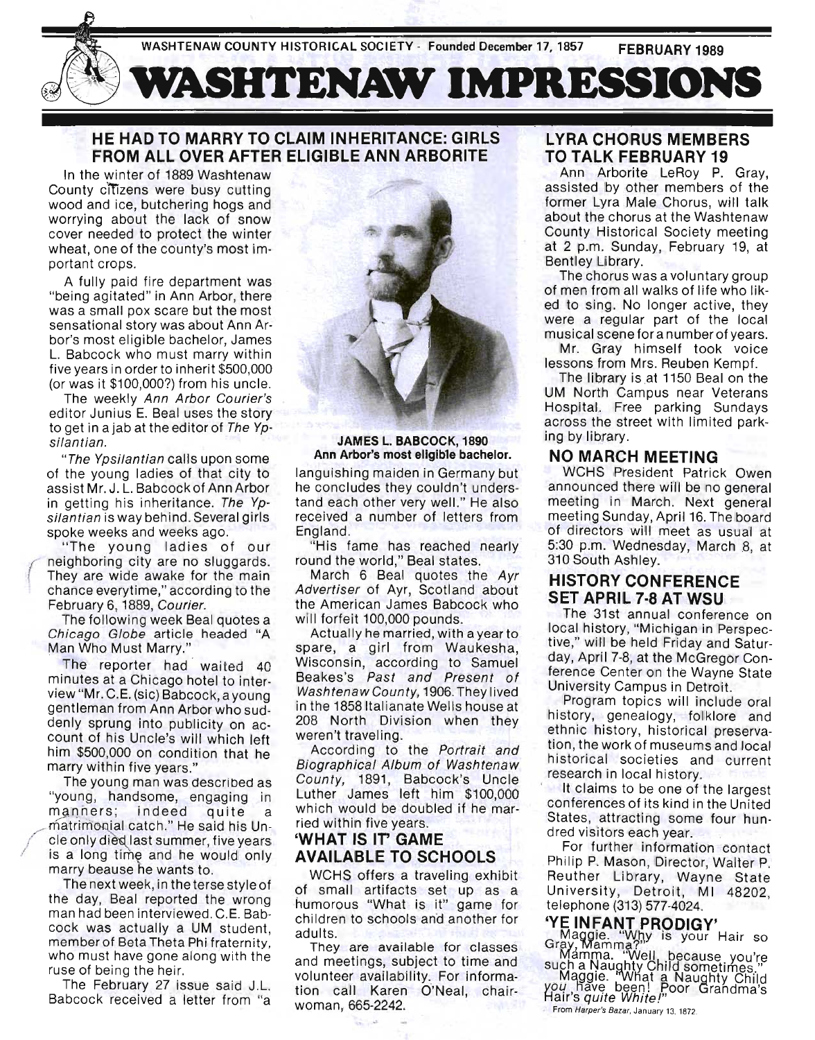WASHTENAW COUNTY HISTORICAL SOCIETY - Founded December 17, 1857 FEBRUARY 1989

# WASHTENAW IMPRESSIONS

## HE HAD TO MARRY TO CLAIM INHERITANCE: GIRLS FROM ALL OVER AFTER ELIGIBLE ANN ARBORITE

In the winter of 1889 Washtenaw County citizens were busy cutting wood and ice, butchering hogs and worrying about the lack of snow cover needed to protect the winter wheat, one of the county's most important crops.

A fully paid fire department was "being agitated" in Ann Arbor, there was a small pox scare but the most sensational story was about Ann Arbor's most eligible bachelor, James L. Babcock who must marry within five years in order to inherit $500,000 (or was it $100,000?) from his uncle.

The weekly *Ann Arbor Courier's* editor Junius E. Beal uses the story to get in a jab at the editor of *The Ypsilantian.*

"*The Ypsilantian* calls upon some of the young ladies of that city to assist Mr. J. L. Babcock of Ann Arbor in getting his inheritance. *The Ypsilantian* is way behind. Several girls spoke weeks and weeks ago.

"The young ladies of our neighboring city are no sluggards. They are wide awake for the main chance everytime," according to the February 6, 1889, *Courier.*

The following week Beal quotes a *Chicago Globe* article headed "A Man Who Must Marry."

The reporter had waited 40 minutes at a Chicago hotel to interview "Mr. C.E. (sic) Babcock, a young gentleman from Ann Arbor who suddenly sprung into publicity on account of his Uncle's will which left him $500,000 on condition that he marry within five years."

The young man was described as "young, handsome, engaging in manners; indeed quite a matrimonial catch." He said his Uncle only died last summer, five years is a long time and he would only marry beause he wants to.

The next week, in the terse style of the day, Beal reported the wrong man had been interviewed. C.E. Babcock was actually a UM student, member of Beta Theta Phi fraternity, who must have gone along with the ruse of being the heir.

The February 27 issue said J.L. Babcock received a letter from "a languishing maiden in Germany but he concludes they couldn't understand each other very well." He also received a number of letters from England.

**JAMES L. BABCOCK, 1890**
**Ann Arbor's most eligible bachelor.**

"His fame has reached nearly round the world," Beal states.

March 6 Beal quotes the *Ayr Advertiser* of Ayr, Scotland about the American James Babcock who will forfeit 100,000 pounds.

Actually he married, with a year to spare, a girl from Waukesha, Wisconsin, according to Samuel Beakes's *Past and Present of Washtenaw County,* 1906. They lived in the 1858 Italianate Wells house at 208 North Division when they weren't traveling.

According to the *Portrait and Biographical Album of Washtenaw County,* 1891, Babcock's Uncle Luther James left him $100,000 which would be doubled if he married within five years.

## 'WHAT IS IT' GAME AVAILABLE TO SCHOOLS

WCHS offers a traveling exhibit of small artifacts set up as a humorous "What is it" game for children to schools and another for adults.

They are available for classes and meetings, subject to time and volunteer availability. For information call Karen O'Neal, chairwoman, 665-2242.

## LYRA CHORUS MEMBERS TO TALK FEBRUARY 19

Ann Arborite LeRoy P. Gray, assisted by other members of the former Lyra Male Chorus, will talk about the chorus at the Washtenaw County Historical Society meeting at 2 p.m. Sunday, February 19, at Bentley Library.

The chorus was a voluntary group of men from all walks of life who liked to sing. No longer active, they were a regular part of the local musical scene for a number of years.

Mr. Gray himself took voice lessons from Mrs. Reuben Kempf.

The library is at 1150 Beal on the UM North Campus near Veterans Hospital. Free parking Sundays across the street with limited parking by library.

## NO MARCH MEETING

WCHS President Patrick Owen announced there will be no general meeting in March. Next general meeting Sunday, April 16. The board of directors will meet as usual at 5:30 p.m. Wednesday, March 8, at 310 South Ashley.

## HISTORY CONFERENCE SET APRIL 7-8 AT WSU

The 31st annual conference on local history, "Michigan in Perspective," will be held Friday and Saturday, April 7-8, at the McGregor Conference Center on the Wayne State University Campus in Detroit.

Program topics will include oral history, genealogy, folklore and ethnic history, historical preservation, the work of museums and local historical societies and current research in local history.

It claims to be one of the largest conferences of its kind in the United States, attracting some four hundred visitors each year.

For further information contact Philip P. Mason, Director, Walter P. Reuther Library, Wayne State University, Detroit, MI 48202, telephone (313) 577-4024.

## 'YE INFANT PRODIGY'

Maggie. "Why is your Hair so Gray, Mamma?"

Mamma. "Well, because you're such a Naughty Child sometimes."

Maggie. "What a Naughty Child *you* have been! Poor Grandma's Hair's *quite White!*"

From *Harper's Bazar,* January 13, 1872.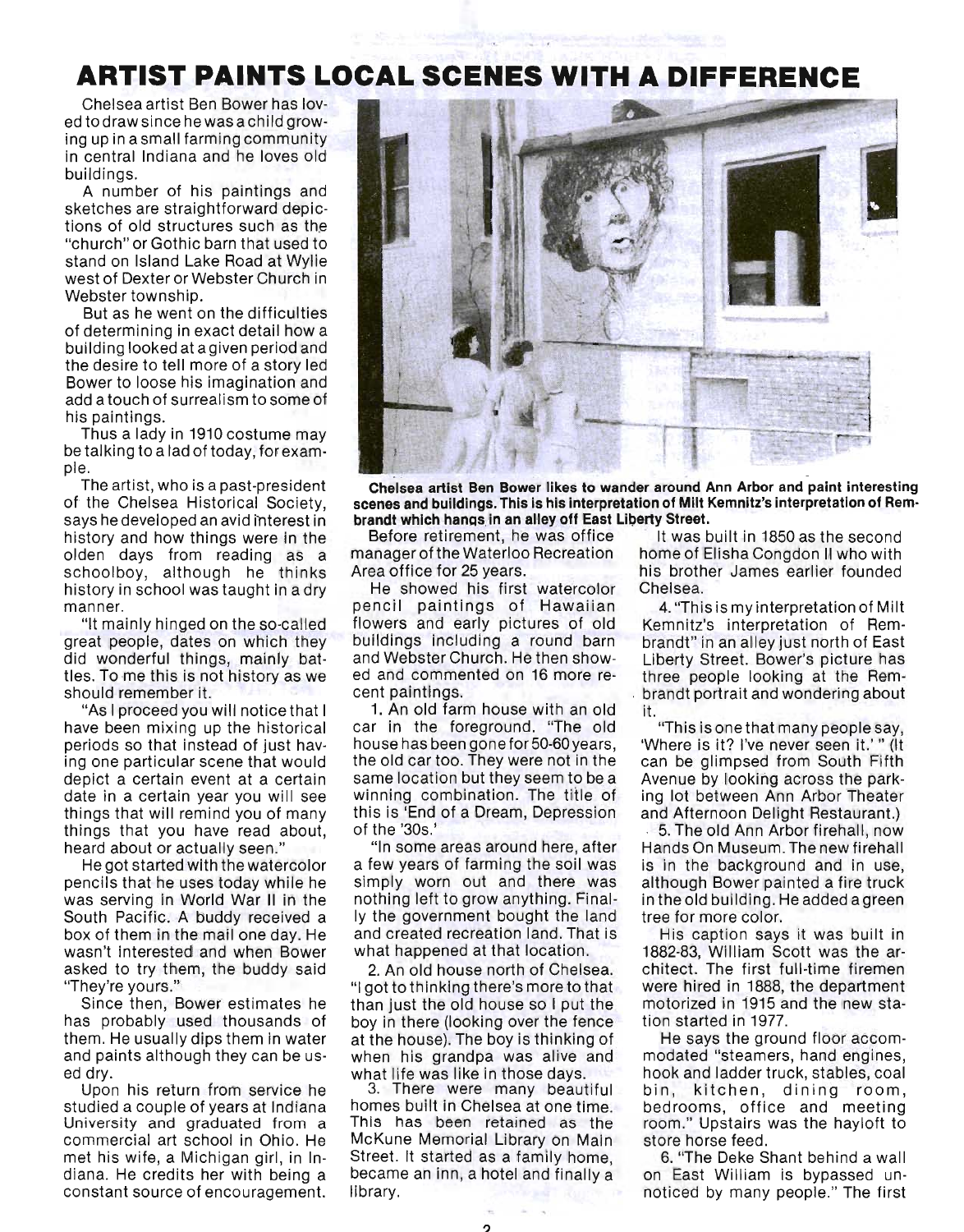# ARTIST PAINTS LOCAL SCENES WITH A DIFFERENCE

Chelsea artist Ben Bower has loved to draw since he was a child growing up in a small farming community in central Indiana and he loves old buildings.

A number of his paintings and sketches are straightforward depictions of old structures such as the "church" or Gothic barn that used to stand on Island Lake Road at Wylie west of Dexter or Webster Church in Webster township.

But as he went on the difficulties of determining in exact detail how a building looked at a given period and the desire to tell more of a story led Bower to loose his imagination and add a touch of surrealism to some of his paintings.

Thus a lady in 1910 costume may be talking to a lad of today, for example.

The artist, who is a past-president of the Chelsea Historical Society, says he developed an avid interest in history and how things were in the olden days from reading as a schoolboy, although he thinks history in school was taught in a dry manner.

"It mainly hinged on the so-called great people, dates on which they did wonderful things, mainly battles. To me this is not history as we should remember it.

"As I proceed you will notice that I have been mixing up the historical periods so that instead of just having one particular scene that would depict a certain event at a certain date in a certain year you will see things that will remind you of many things that you have read about, heard about or actually seen."

He got started with the watercolor pencils that he uses today while he was serving in World War II in the South Pacific. A buddy received a box of them in the mail one day. He wasn't interested and when Bower asked to try them, the buddy said "They're yours."

Since then, Bower estimates he has probably used thousands of them. He usually dips them in water and paints although they can be used dry.

Upon his return from service he studied a couple of years at Indiana University and graduated from a commercial art school in Ohio. He met his wife, a Michigan girl, in Indiana. He credits her with being a constant source of encouragement.

**Chelsea artist Ben Bower likes to wander around Ann Arbor and paint interesting scenes and buildings. This is his interpretation of Milt Kemnitz's interpretation of Rembrandt which hangs in an alley off East Liberty Street.**

Before retirement, he was office manager of the Waterloo Recreation Area office for 25 years.

He showed his first watercolor pencil paintings of Hawaiian flowers and early pictures of old buildings including a round barn and Webster Church. He then showed and commented on 16 more recent paintings.

1. An old farm house with an old car in the foreground. "The old house has been gone for 50-60 years, the old car too. They were not in the same location but they seem to be a winning combination. The title of this is 'End of a Dream, Depression of the '30s.'

"In some areas around here, after a few years of farming the soil was simply worn out and there was nothing left to grow anything. Finally the government bought the land and created recreation land. That is what happened at that location.

2. An old house north of Chelsea. "I got to thinking there's more to that than just the old house so I put the boy in there (looking over the fence at the house). The boy is thinking of when his grandpa was alive and what life was like in those days.

3. There were many beautiful homes built in Chelsea at one time. This has been retained as the McKune Memorial Library on Main Street. It started as a family home, became an inn, a hotel and finally a library.

It was built in 1850 as the second home of Elisha Congdon II who with his brother James earlier founded Chelsea.

4. "This is my interpretation of Milt Kemnitz's interpretation of Rembrandt" in an alley just north of East Liberty Street. Bower's picture has three people looking at the Rembrandt portrait and wondering about it.

"This is one that many people say, 'Where is it? I've never seen it.' " (It can be glimpsed from South Fifth Avenue by looking across the parking lot between Ann Arbor Theater and Afternoon Delight Restaurant.)

5. The old Ann Arbor firehall, now Hands On Museum. The new firehall is in the background and in use, although Bower painted a fire truck in the old building. He added a green tree for more color.

His caption says it was built in 1882-83, William Scott was the architect. The first full-time firemen were hired in 1888, the department motorized in 1915 and the new station started in 1977.

He says the ground floor accommodated "steamers, hand engines, hook and ladder truck, stables, coal bin, kitchen, dining room, bedrooms, office and meeting room." Upstairs was the hayloft to store horse feed.

6. "The Deke Shant behind a wall on East William is bypassed unnoticed by many people." The first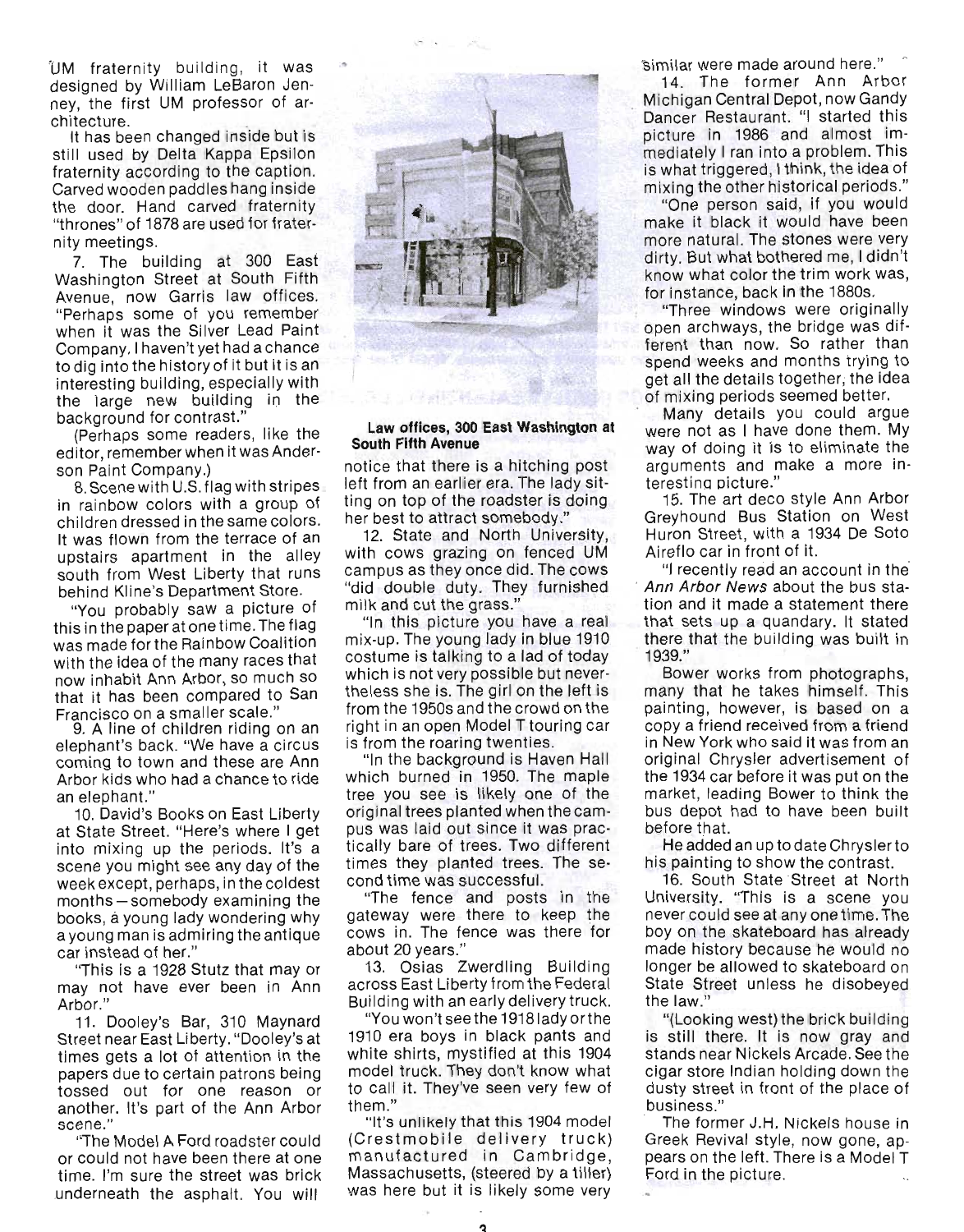UM fraternity building, it was designed by William LeBaron Jenney, the first UM professor of architecture.

It has been changed inside but is still used by Delta Kappa Epsilon fraternity according to the caption. Carved wooden paddles hang inside the door. Hand carved fraternity "thrones" of 1878 are used for fraternity meetings.

7. The building at 300 East Washington Street at South Fifth Avenue, now Garris law offices. "Perhaps some of you remember when it was the Silver Lead Paint Company. I haven't yet had a chance to dig into the history of it but it is an interesting building, especially with the large new building in the background for contrast."

(Perhaps some readers, like the editor, remember when it was Anderson Paint Company.)

8. Scene with U.S. flag with stripes in rainbow colors with a group of children dressed in the same colors. It was flown from the terrace of an upstairs apartment in the alley south from West Liberty that runs behind Kline's Department Store.

"You probably saw a picture of this in the paper at one time. The flag was made for the Rainbow Coalition with the idea of the many races that now inhabit Ann Arbor, so much so that it has been compared to San Francisco on a smaller scale."

9. A line of children riding on an elephant's back. "We have a circus coming to town and these are Ann Arbor kids who had a chance to ride an elephant."

10. David's Books on East Liberty at State Street. "Here's where I get into mixing up the periods. It's a scene you might see any day of the week except, perhaps, in the coldest months—somebody examining the books, a young lady wondering why a young man is admiring the antique car instead of her."

"This is a 1928 Stutz that may or may not have ever been in Ann Arbor."

11. Dooley's Bar, 310 Maynard Street near East Liberty. "Dooley's at times gets a lot of attention in the papers due to certain patrons being tossed out for one reason or another. It's part of the Ann Arbor scene."

"The Model A Ford roadster could or could not have been there at one time. I'm sure the street was brick underneath the asphalt. You will notice that there is a hitching post left from an earlier era. The lady sitting on top of the roadster is doing her best to attract somebody."

**Law offices, 300 East Washington at South Fifth Avenue**

12. State and North University, with cows grazing on fenced UM campus as they once did. The cows "did double duty. They furnished milk and cut the grass."

"In this picture you have a real mix-up. The young lady in blue 1910 costume is talking to a lad of today which is not very possible but nevertheless she is. The girl on the left is from the 1950s and the crowd on the right in an open Model T touring car is from the roaring twenties.

"In the background is Haven Hall which burned in 1950. The maple tree you see is likely one of the original trees planted when the campus was laid out since it was practically bare of trees. Two different times they planted trees. The second time was successful.

"The fence and posts in the gateway were there to keep the cows in. The fence was there for about 20 years."

13. Osias Zwerdling Building across East Liberty from the Federal Building with an early delivery truck.

"You won't see the 1918 lady or the 1910 era boys in black pants and white shirts, mystified at this 1904 model truck. They don't know what to call it. They've seen very few of them."

"It's unlikely that this 1904 model (Crestmobile delivery truck) manufactured in Cambridge, Massachusetts, (steered by a tiller) was here but it is likely some very similar were made around here."

14. The former Ann Arbor Michigan Central Depot, now Gandy Dancer Restaurant. "I started this picture in 1986 and almost immediately I ran into a problem. This is what triggered, I think, the idea of mixing the other historical periods."

"One person said, if you would make it black it would have been more natural. The stones were very dirty. But what bothered me, I didn't know what color the trim work was, for instance, back in the 1880s.

"Three windows were originally open archways, the bridge was different than now. So rather than spend weeks and months trying to get all the details together, the idea of mixing periods seemed better.

Many details you could argue were not as I have done them. My way of doing it is to eliminate the arguments and make a more interesting picture."

15. The art deco style Ann Arbor Greyhound Bus Station on West Huron Street, with a 1934 De Soto Aireflo car in front of it.

"I recently read an account in the *Ann Arbor News* about the bus station and it made a statement there that sets up a quandary. It stated there that the building was built in 1939."

Bower works from photographs, many that he takes himself. This painting, however, is based on a copy a friend received from a friend in New York who said it was from an original Chrysler advertisement of the 1934 car before it was put on the market, leading Bower to think the bus depot had to have been built before that.

He added an up to date Chrysler to his painting to show the contrast.

16. South State Street at North University. "This is a scene you never could see at any one time. The boy on the skateboard has already made history because he would no longer be allowed to skateboard on State Street unless he disobeyed the law."

"(Looking west) the brick building is still there. It is now gray and stands near Nickels Arcade. See the cigar store Indian holding down the dusty street in front of the place of business."

The former J.H. Nickels house in Greek Revival style, now gone, appears on the left. There is a Model T Ford in the picture.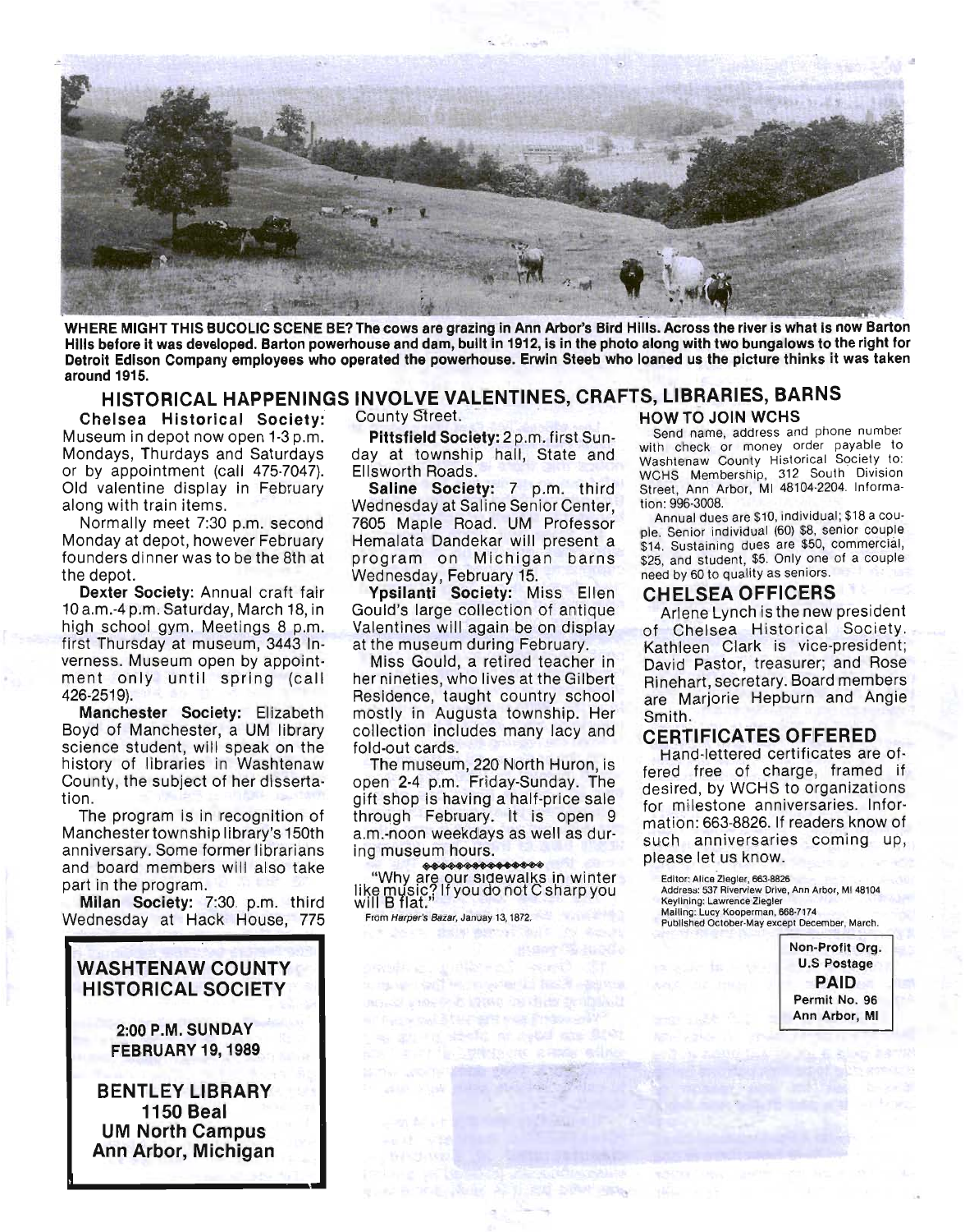WHERE MIGHT THIS BUCOLIC SCENE BE? The cows are grazing in Ann Arbor's Bird Hills. Across the river is what is now Barton Hills before it was developed. Barton powerhouse and dam, built in 1912, is in the photo along with two bungalows to the right for Detroit Edison Company employees who operated the powerhouse. Erwin Steeb who loaned us the picture thinks it was taken around 1915.

## HISTORICAL HAPPENINGS INVOLVE VALENTINES, CRAFTS, LIBRARIES, BARNS

**Chelsea Historical Society:** Museum in depot now open 1-3 p.m. Mondays, Thurdays and Saturdays or by appointment (call 475-7047). Old valentine display in February along with train items.

Normally meet 7:30 p.m. second Monday at depot, however February founders dinner was to be the 8th at the depot.

**Dexter Society**: Annual craft fair 10 a.m.-4 p.m. Saturday, March 18, in high school gym. Meetings 8 p.m. first Thursday at museum, 3443 Inverness. Museum open by appointment only until spring (call 426-2519).

**Manchester Society:** Elizabeth Boyd of Manchester, a UM library science student, will speak on the history of libraries in Washtenaw County, the subject of her dissertation.

The program is in recognition of Manchester township library's 150th anniversary. Some former librarians and board members will also take part in the program.

**Milan Society:** 7:30 p.m. third Wednesday at Hack House, 775 County Street.

**Pittsfield Society:** 2 p.m. first Sunday at township hall, State and Ellsworth Roads.

**Saline Society:** 7 p.m. third Wednesday at Saline Senior Center, 7605 Maple Road. UM Professor Hemalata Dandekar will present a program on Michigan barns Wednesday, February 15.

**Ypsilanti Society:** Miss Ellen Gould's large collection of antique Valentines will again be on display at the museum during February.

Miss Gould, a retired teacher in her nineties, who lives at the Gilbert Residence, taught country school mostly in Augusta township. Her collection includes many lacy and fold-out cards.

The museum, 220 North Huron, is open 2-4 p.m. Friday-Sunday. The gift shop is having a half-price sale through February. It is open 9 a.m.-noon weekdays as well as during museum hours.

"Why are our sidewalks in winter like music? If you do not C sharp you will B flat."

From *Harper's Bazar*, Januay 13, 1872.

**WASHTENAW COUNTY HISTORICAL SOCIETY**

**2:00 P.M. SUNDAY FEBRUARY 19, 1989**

**BENTLEY LIBRARY**
**1150 Beal**
**UM North Campus**
**Ann Arbor, Michigan**

## HOW TO JOIN WCHS

Send name, address and phone number with check or money order payable to Washtenaw County Historical Society to: WCHS Membership, 312 South Division Street, Ann Arbor, MI 48104-2204. Information: 996-3008.

Annual dues are $10, individual; $18 a couple. Senior individual (60) $8, senior couple $14. Sustaining dues are $50, commercial, $25, and student, $5. Only one of a couple need by 60 to quality as seniors.

## CHELSEA OFFICERS

Arlene Lynch is the new president of Chelsea Historical Society. Kathleen Clark is vice-president; David Pastor, treasurer; and Rose Rinehart, secretary. Board members are Marjorie Hepburn and Angie Smith.

## CERTIFICATES OFFERED

Hand-lettered certificates are offered free of charge, framed if desired, by WCHS to organizations for milestone anniversaries. Information: 663-8826. If readers know of such anniversaries coming up, please let us know.

Editor: Alice Ziegler, 663-8826
Address: 537 Riverview Drive, Ann Arbor, MI 48104
Keylining: Lawrence Ziegler
Mailing: Lucy Kooperman, 668-7174
Published October-May except December, March.

Non-Profit Org.
U.S Postage
**PAID**
Permit No. 96
Ann Arbor, MI